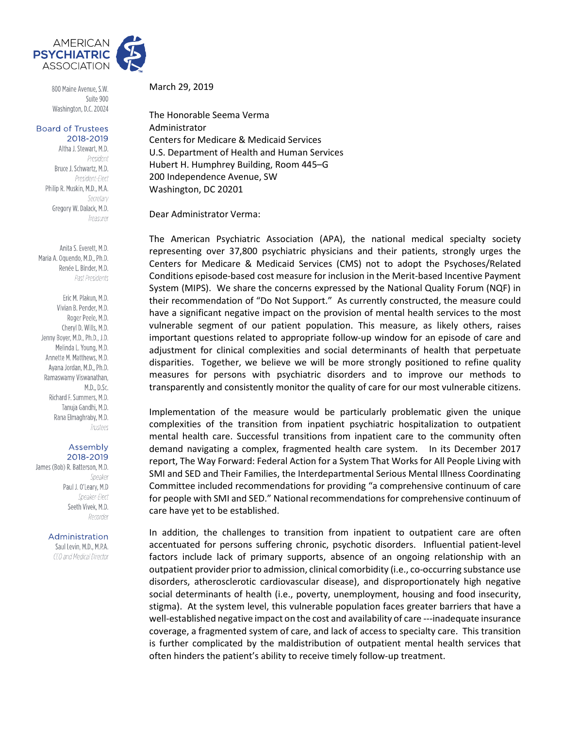AMERICAN PSYCHIATRIC ASSOCIATION

800 Maine Avenue, S.W.
Suite 900
Washington, D.C. 20024

**Board of Trustees 2018-2019**

Altha J. Stewart, M.D.
*President*
Bruce J. Schwartz, M.D.
*President-Elect*
Philip R. Muskin, M.D., M.A.
*Secretary*
Gregory W. Dalack, M.D.
*Treasurer*

Anita S. Everett, M.D.
Maria A. Oquendo, M.D., Ph.D.
Renée L. Binder, M.D.
*Past Presidents*

Eric M. Plakun, M.D.
Vivian B. Pender, M.D.
Roger Peele, M.D.
Cheryl D. Wills, M.D.
Jenny Boyer, M.D., Ph.D., J.D.
Melinda L. Young, M.D.
Annette M. Matthews, M.D.
Ayana Jordan, M.D., Ph.D.
Ramaswamy Viswanathan, M.D., D.Sc.
Richard F. Summers, M.D.
Tanuja Gandhi, M.D.
Rana Elmaghraby, M.D.
*Trustees*

**Assembly 2018-2019**

James (Bob) R. Batterson, M.D.
*Speaker*
Paul J. O'Leary, M.D
*Speaker-Elect*
Seeth Vivek, M.D.
*Recorder*

**Administration**

Saul Levin, M.D., M.P.A.
*CEO and Medical Director*

March 29, 2019

The Honorable Seema Verma
Administrator
Centers for Medicare & Medicaid Services
U.S. Department of Health and Human Services
Hubert H. Humphrey Building, Room 445–G
200 Independence Avenue, SW
Washington, DC 20201

Dear Administrator Verma:

The American Psychiatric Association (APA), the national medical specialty society representing over 37,800 psychiatric physicians and their patients, strongly urges the Centers for Medicare & Medicaid Services (CMS) not to adopt the Psychoses/Related Conditions episode-based cost measure for inclusion in the Merit-based Incentive Payment System (MIPS). We share the concerns expressed by the National Quality Forum (NQF) in their recommendation of "Do Not Support." As currently constructed, the measure could have a significant negative impact on the provision of mental health services to the most vulnerable segment of our patient population. This measure, as likely others, raises important questions related to appropriate follow-up window for an episode of care and adjustment for clinical complexities and social determinants of health that perpetuate disparities. Together, we believe we will be more strongly positioned to refine quality measures for persons with psychiatric disorders and to improve our methods to transparently and consistently monitor the quality of care for our most vulnerable citizens.

Implementation of the measure would be particularly problematic given the unique complexities of the transition from inpatient psychiatric hospitalization to outpatient mental health care. Successful transitions from inpatient care to the community often demand navigating a complex, fragmented health care system. In its December 2017 report, The Way Forward: Federal Action for a System That Works for All People Living with SMI and SED and Their Families, the Interdepartmental Serious Mental Illness Coordinating Committee included recommendations for providing "a comprehensive continuum of care for people with SMI and SED." National recommendations for comprehensive continuum of care have yet to be established.

In addition, the challenges to transition from inpatient to outpatient care are often accentuated for persons suffering chronic, psychotic disorders. Influential patient-level factors include lack of primary supports, absence of an ongoing relationship with an outpatient provider prior to admission, clinical comorbidity (i.e., co-occurring substance use disorders, atherosclerotic cardiovascular disease), and disproportionately high negative social determinants of health (i.e., poverty, unemployment, housing and food insecurity, stigma). At the system level, this vulnerable population faces greater barriers that have a well-established negative impact on the cost and availability of care ---inadequate insurance coverage, a fragmented system of care, and lack of access to specialty care. This transition is further complicated by the maldistribution of outpatient mental health services that often hinders the patient's ability to receive timely follow-up treatment.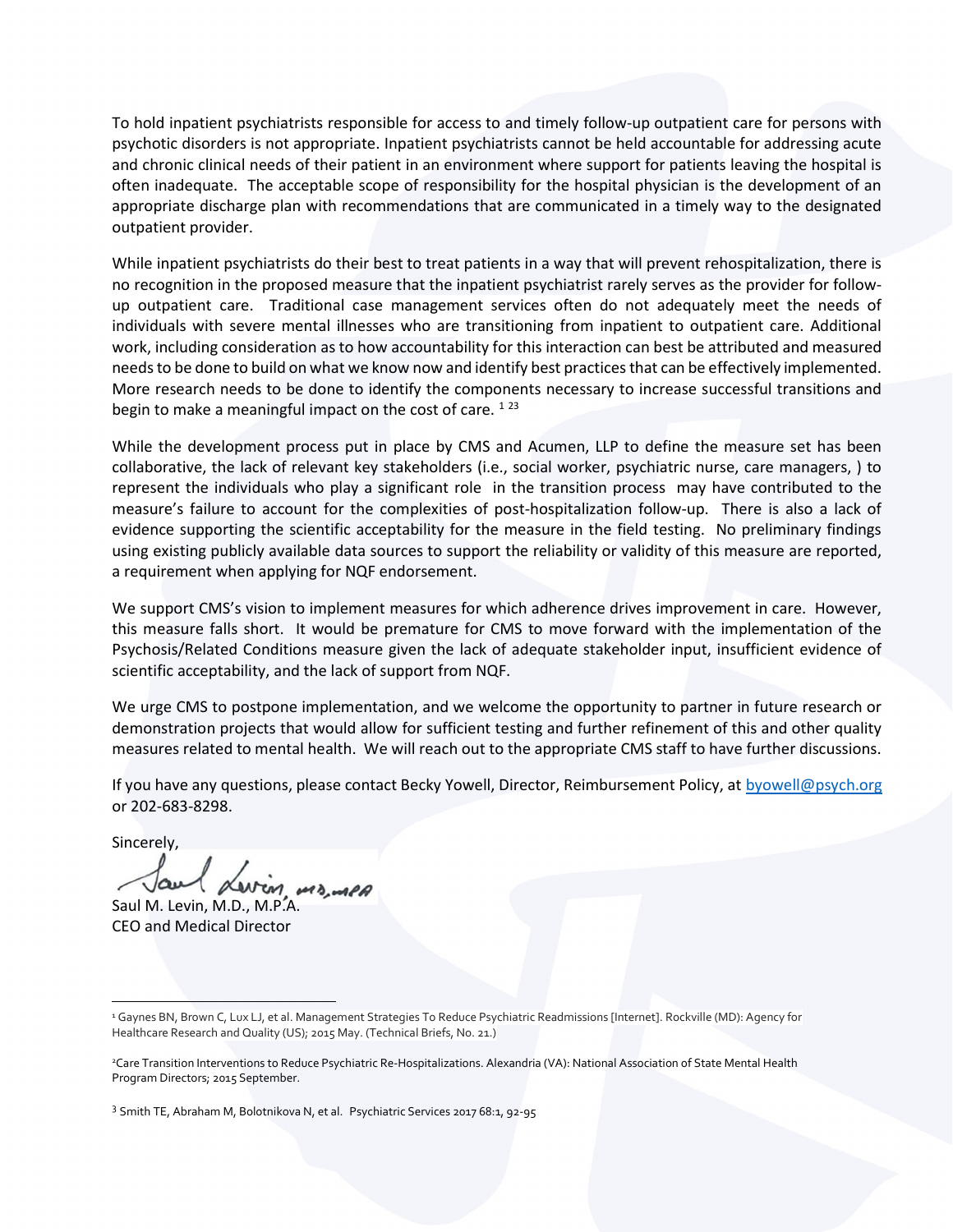To hold inpatient psychiatrists responsible for access to and timely follow-up outpatient care for persons with psychotic disorders is not appropriate. Inpatient psychiatrists cannot be held accountable for addressing acute and chronic clinical needs of their patient in an environment where support for patients leaving the hospital is often inadequate. The acceptable scope of responsibility for the hospital physician is the development of an appropriate discharge plan with recommendations that are communicated in a timely way to the designated outpatient provider.

While inpatient psychiatrists do their best to treat patients in a way that will prevent rehospitalization, there is no recognition in the proposed measure that the inpatient psychiatrist rarely serves as the provider for follow-up outpatient care. Traditional case management services often do not adequately meet the needs of individuals with severe mental illnesses who are transitioning from inpatient to outpatient care. Additional work, including consideration as to how accountability for this interaction can best be attributed and measured needs to be done to build on what we know now and identify best practices that can be effectively implemented. More research needs to be done to identify the components necessary to increase successful transitions and begin to make a meaningful impact on the cost of care. [1] [2][3]

While the development process put in place by CMS and Acumen, LLP to define the measure set has been collaborative, the lack of relevant key stakeholders (i.e., social worker, psychiatric nurse, care managers, ) to represent the individuals who play a significant role in the transition process may have contributed to the measure's failure to account for the complexities of post-hospitalization follow-up. There is also a lack of evidence supporting the scientific acceptability for the measure in the field testing. No preliminary findings using existing publicly available data sources to support the reliability or validity of this measure are reported, a requirement when applying for NQF endorsement.

We support CMS's vision to implement measures for which adherence drives improvement in care. However, this measure falls short. It would be premature for CMS to move forward with the implementation of the Psychosis/Related Conditions measure given the lack of adequate stakeholder input, insufficient evidence of scientific acceptability, and the lack of support from NQF.

We urge CMS to postpone implementation, and we welcome the opportunity to partner in future research or demonstration projects that would allow for sufficient testing and further refinement of this and other quality measures related to mental health. We will reach out to the appropriate CMS staff to have further discussions.

If you have any questions, please contact Becky Yowell, Director, Reimbursement Policy, at byowell@psych.org or 202-683-8298.

Sincerely,

Saul M. Levin, M.D., M.P.A.
CEO and Medical Director

---

[1] Gaynes BN, Brown C, Lux LJ, et al. Management Strategies To Reduce Psychiatric Readmissions [Internet]. Rockville (MD): Agency for Healthcare Research and Quality (US); 2015 May. (Technical Briefs, No. 21.)

[2] Care Transition Interventions to Reduce Psychiatric Re-Hospitalizations. Alexandria (VA): National Association of State Mental Health Program Directors; 2015 September.

[3] Smith TE, Abraham M, Bolotnikova N, et al. Psychiatric Services 2017 68:1, 92-95